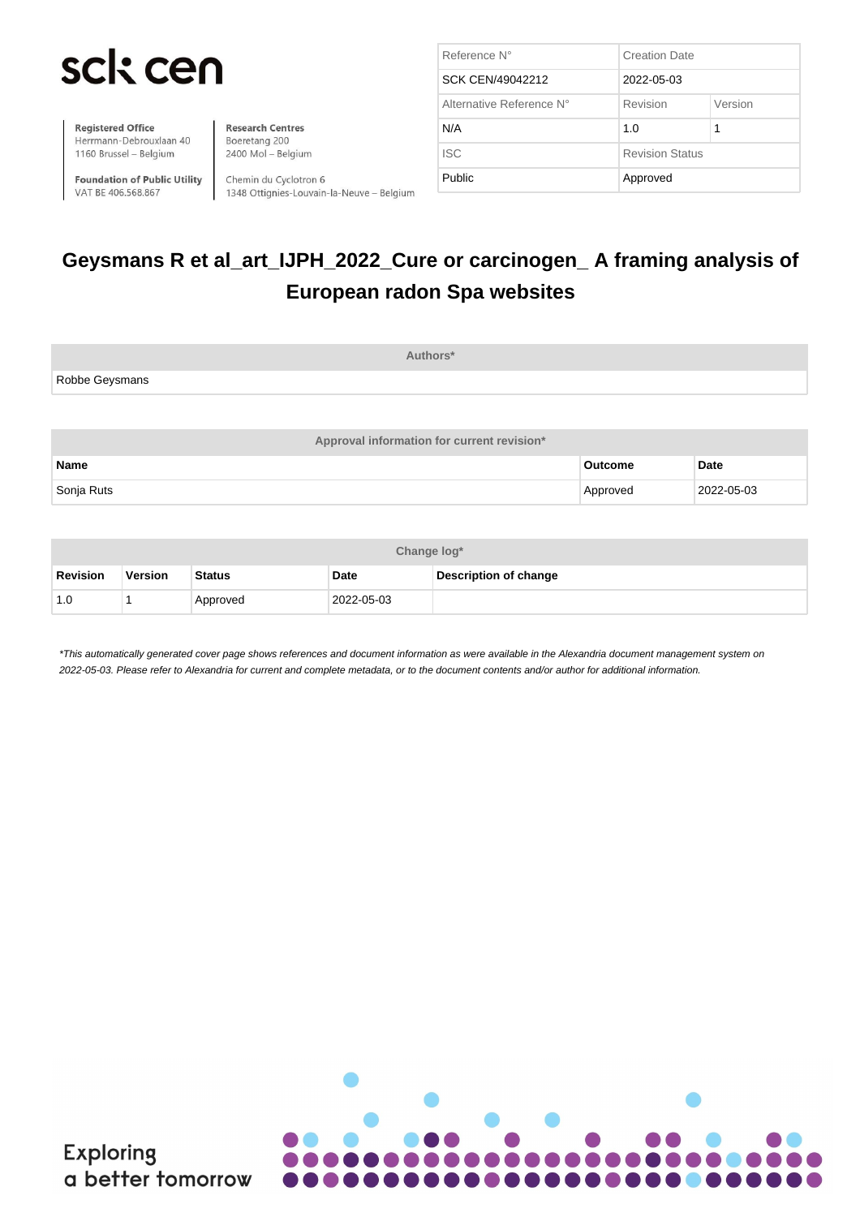sck cen

**Registered Office**
Herrmann-Debrouxlaan 40
1160 Brussel – Belgium

**Foundation of Public Utility**
VAT BE 406.568.867

**Research Centres**
Boeretang 200
2400 Mol – Belgium

Chemin du Cyclotron 6
1348 Ottignies-Louvain-la-Neuve – Belgium

| Reference N° | Creation Date | |
|---|---|---|
| SCK CEN/49042212 | 2022-05-03 | |
| Alternative Reference N° | Revision | Version |
| N/A | 1.0 | 1 |
| ISC | Revision Status | |
| Public | Approved | |

# Geysmans R et al_art_IJPH_2022_Cure or carcinogen_ A framing analysis of European radon Spa websites

| Authors* |
|---|
| Robbe Geysmans |

| Approval information for current revision* | | |
|---|---|---|
| **Name** | **Outcome** | **Date** |
| Sonja Ruts | Approved | 2022-05-03 |

| Change log* | | | | |
|---|---|---|---|---|
| **Revision** | **Version** | **Status** | **Date** | **Description of change** |
| 1.0 | 1 | Approved | 2022-05-03 | |

*\*This automatically generated cover page shows references and document information as were available in the Alexandria document management system on 2022-05-03. Please refer to Alexandria for current and complete metadata, or to the document contents and/or author for additional information.*

Exploring
a better tomorrow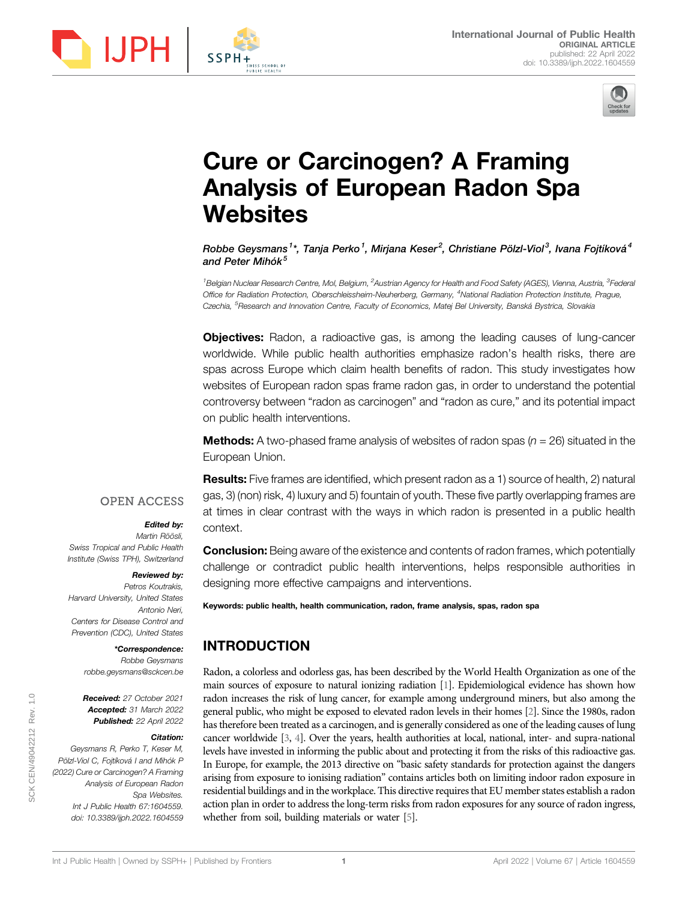# Cure or Carcinogen? A Framing Analysis of European Radon Spa Websites

*Robbe Geysmans[1]*, Tanja Perko[1], Mirjana Keser[2], Christiane Pölzl-Viol[3], Ivana Fojtíková[4] and Peter Mihók[5]*

[1]Belgian Nuclear Research Centre, Mol, Belgium, [2]Austrian Agency for Health and Food Safety (AGES), Vienna, Austria, [3]Federal Office for Radiation Protection, Oberschleissheim-Neuherberg, Germany, [4]National Radiation Protection Institute, Prague, Czechia, [5]Research and Innovation Centre, Faculty of Economics, Matej Bel University, Banská Bystrica, Slovakia

**Objectives:** Radon, a radioactive gas, is among the leading causes of lung-cancer worldwide. While public health authorities emphasize radon's health risks, there are spas across Europe which claim health benefits of radon. This study investigates how websites of European radon spas frame radon gas, in order to understand the potential controversy between "radon as carcinogen" and "radon as cure," and its potential impact on public health interventions.

**Methods:** A two-phased frame analysis of websites of radon spas ($n = 26$) situated in the European Union.

**Results:** Five frames are identified, which present radon as a 1) source of health, 2) natural gas, 3) (non) risk, 4) luxury and 5) fountain of youth. These five partly overlapping frames are at times in clear contrast with the ways in which radon is presented in a public health context.

**Conclusion:** Being aware of the existence and contents of radon frames, which potentially challenge or contradict public health interventions, helps responsible authorities in designing more effective campaigns and interventions.

**Keywords: public health, health communication, radon, frame analysis, spas, radon spa**

OPEN ACCESS

***Edited by:***
*Martin Röösli, Swiss Tropical and Public Health Institute (Swiss TPH), Switzerland*

***Reviewed by:***
*Petros Koutrakis, Harvard University, United States*
*Antonio Neri, Centers for Disease Control and Prevention (CDC), United States*

***\*Correspondence:***
*Robbe Geysmans*
*robbe.geysmans@sckcen.be*

***Received:*** *27 October 2021*
***Accepted:*** *31 March 2022*
***Published:*** *22 April 2022*

***Citation:***
*Geysmans R, Perko T, Keser M, Pölzl-Viol C, Fojtíková I and Mihók P (2022) Cure or Carcinogen? A Framing Analysis of European Radon Spa Websites. Int J Public Health 67:1604559. doi: 10.3389/ijph.2022.1604559*

## INTRODUCTION

Radon, a colorless and odorless gas, has been described by the World Health Organization as one of the main sources of exposure to natural ionizing radiation [1]. Epidemiological evidence has shown how radon increases the risk of lung cancer, for example among underground miners, but also among the general public, who might be exposed to elevated radon levels in their homes [2]. Since the 1980s, radon has therefore been treated as a carcinogen, and is generally considered as one of the leading causes of lung cancer worldwide [3, 4]. Over the years, health authorities at local, national, inter- and supra-national levels have invested in informing the public about and protecting it from the risks of this radioactive gas. In Europe, for example, the 2013 directive on "basic safety standards for protection against the dangers arising from exposure to ionising radiation" contains articles both on limiting indoor radon exposure in residential buildings and in the workplace. This directive requires that EU member states establish a radon action plan in order to address the long-term risks from radon exposures for any source of radon ingress, whether from soil, building materials or water [5].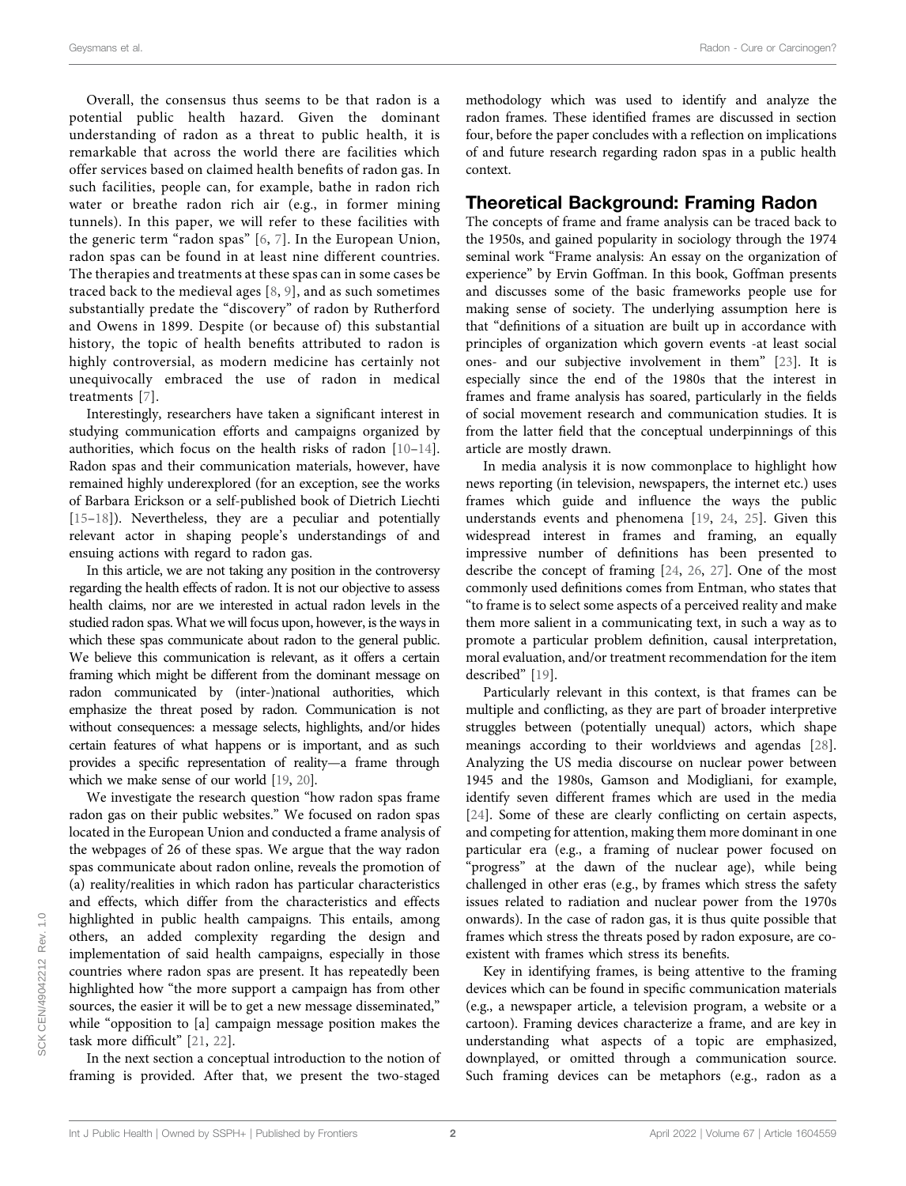Overall, the consensus thus seems to be that radon is a potential public health hazard. Given the dominant understanding of radon as a threat to public health, it is remarkable that across the world there are facilities which offer services based on claimed health benefits of radon gas. In such facilities, people can, for example, bathe in radon rich water or breathe radon rich air (e.g., in former mining tunnels). In this paper, we will refer to these facilities with the generic term "radon spas" [6, 7]. In the European Union, radon spas can be found in at least nine different countries. The therapies and treatments at these spas can in some cases be traced back to the medieval ages [8, 9], and as such sometimes substantially predate the "discovery" of radon by Rutherford and Owens in 1899. Despite (or because of) this substantial history, the topic of health benefits attributed to radon is highly controversial, as modern medicine has certainly not unequivocally embraced the use of radon in medical treatments [7].

Interestingly, researchers have taken a significant interest in studying communication efforts and campaigns organized by authorities, which focus on the health risks of radon [10–14]. Radon spas and their communication materials, however, have remained highly underexplored (for an exception, see the works of Barbara Erickson or a self-published book of Dietrich Liechti [15–18]). Nevertheless, they are a peculiar and potentially relevant actor in shaping people's understandings of and ensuing actions with regard to radon gas.

In this article, we are not taking any position in the controversy regarding the health effects of radon. It is not our objective to assess health claims, nor are we interested in actual radon levels in the studied radon spas. What we will focus upon, however, is the ways in which these spas communicate about radon to the general public. We believe this communication is relevant, as it offers a certain framing which might be different from the dominant message on radon communicated by (inter-)national authorities, which emphasize the threat posed by radon. Communication is not without consequences: a message selects, highlights, and/or hides certain features of what happens or is important, and as such provides a specific representation of reality—a frame through which we make sense of our world [19, 20].

We investigate the research question "how radon spas frame radon gas on their public websites." We focused on radon spas located in the European Union and conducted a frame analysis of the webpages of 26 of these spas. We argue that the way radon spas communicate about radon online, reveals the promotion of (a) reality/realities in which radon has particular characteristics and effects, which differ from the characteristics and effects highlighted in public health campaigns. This entails, among others, an added complexity regarding the design and implementation of said health campaigns, especially in those countries where radon spas are present. It has repeatedly been highlighted how "the more support a campaign has from other sources, the easier it will be to get a new message disseminated," while "opposition to [a] campaign message position makes the task more difficult" [21, 22].

In the next section a conceptual introduction to the notion of framing is provided. After that, we present the two-staged methodology which was used to identify and analyze the radon frames. These identified frames are discussed in section four, before the paper concludes with a reflection on implications of and future research regarding radon spas in a public health context.

## Theoretical Background: Framing Radon

The concepts of frame and frame analysis can be traced back to the 1950s, and gained popularity in sociology through the 1974 seminal work "Frame analysis: An essay on the organization of experience" by Ervin Goffman. In this book, Goffman presents and discusses some of the basic frameworks people use for making sense of society. The underlying assumption here is that "definitions of a situation are built up in accordance with principles of organization which govern events -at least social ones- and our subjective involvement in them" [23]. It is especially since the end of the 1980s that the interest in frames and frame analysis has soared, particularly in the fields of social movement research and communication studies. It is from the latter field that the conceptual underpinnings of this article are mostly drawn.

In media analysis it is now commonplace to highlight how news reporting (in television, newspapers, the internet etc.) uses frames which guide and influence the ways the public understands events and phenomena [19, 24, 25]. Given this widespread interest in frames and framing, an equally impressive number of definitions has been presented to describe the concept of framing [24, 26, 27]. One of the most commonly used definitions comes from Entman, who states that "to frame is to select some aspects of a perceived reality and make them more salient in a communicating text, in such a way as to promote a particular problem definition, causal interpretation, moral evaluation, and/or treatment recommendation for the item described" [19].

Particularly relevant in this context, is that frames can be multiple and conflicting, as they are part of broader interpretive struggles between (potentially unequal) actors, which shape meanings according to their worldviews and agendas [28]. Analyzing the US media discourse on nuclear power between 1945 and the 1980s, Gamson and Modigliani, for example, identify seven different frames which are used in the media [24]. Some of these are clearly conflicting on certain aspects, and competing for attention, making them more dominant in one particular era (e.g., a framing of nuclear power focused on "progress" at the dawn of the nuclear age), while being challenged in other eras (e.g., by frames which stress the safety issues related to radiation and nuclear power from the 1970s onwards). In the case of radon gas, it is thus quite possible that frames which stress the threats posed by radon exposure, are co-existent with frames which stress its benefits.

Key in identifying frames, is being attentive to the framing devices which can be found in specific communication materials (e.g., a newspaper article, a television program, a website or a cartoon). Framing devices characterize a frame, and are key in understanding what aspects of a topic are emphasized, downplayed, or omitted through a communication source. Such framing devices can be metaphors (e.g., radon as a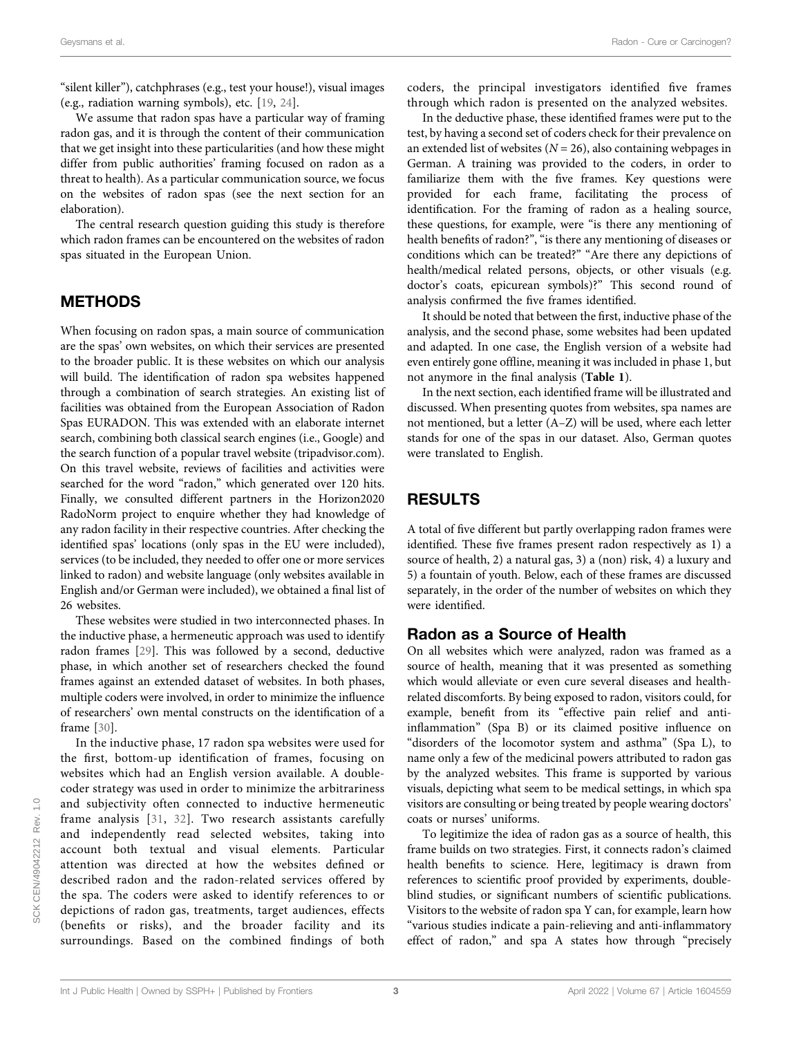"silent killer"), catchphrases (e.g., test your house!), visual images (e.g., radiation warning symbols), etc. [19, 24].

We assume that radon spas have a particular way of framing radon gas, and it is through the content of their communication that we get insight into these particularities (and how these might differ from public authorities' framing focused on radon as a threat to health). As a particular communication source, we focus on the websites of radon spas (see the next section for an elaboration).

The central research question guiding this study is therefore which radon frames can be encountered on the websites of radon spas situated in the European Union.

## METHODS

When focusing on radon spas, a main source of communication are the spas' own websites, on which their services are presented to the broader public. It is these websites on which our analysis will build. The identification of radon spa websites happened through a combination of search strategies. An existing list of facilities was obtained from the European Association of Radon Spas EURADON. This was extended with an elaborate internet search, combining both classical search engines (i.e., Google) and the search function of a popular travel website (tripadvisor.com). On this travel website, reviews of facilities and activities were searched for the word "radon," which generated over 120 hits. Finally, we consulted different partners in the Horizon2020 RadoNorm project to enquire whether they had knowledge of any radon facility in their respective countries. After checking the identified spas' locations (only spas in the EU were included), services (to be included, they needed to offer one or more services linked to radon) and website language (only websites available in English and/or German were included), we obtained a final list of 26 websites.

These websites were studied in two interconnected phases. In the inductive phase, a hermeneutic approach was used to identify radon frames [29]. This was followed by a second, deductive phase, in which another set of researchers checked the found frames against an extended dataset of websites. In both phases, multiple coders were involved, in order to minimize the influence of researchers' own mental constructs on the identification of a frame [30].

In the inductive phase, 17 radon spa websites were used for the first, bottom-up identification of frames, focusing on websites which had an English version available. A double-coder strategy was used in order to minimize the arbitrariness and subjectivity often connected to inductive hermeneutic frame analysis [31, 32]. Two research assistants carefully and independently read selected websites, taking into account both textual and visual elements. Particular attention was directed at how the websites defined or described radon and the radon-related services offered by the spa. The coders were asked to identify references to or depictions of radon gas, treatments, target audiences, effects (benefits or risks), and the broader facility and its surroundings. Based on the combined findings of both coders, the principal investigators identified five frames through which radon is presented on the analyzed websites.

In the deductive phase, these identified frames were put to the test, by having a second set of coders check for their prevalence on an extended list of websites ($N = 26$), also containing webpages in German. A training was provided to the coders, in order to familiarize them with the five frames. Key questions were provided for each frame, facilitating the process of identification. For the framing of radon as a healing source, these questions, for example, were "is there any mentioning of health benefits of radon?", "is there any mentioning of diseases or conditions which can be treated?" "Are there any depictions of health/medical related persons, objects, or other visuals (e.g. doctor's coats, epicurean symbols)?" This second round of analysis confirmed the five frames identified.

It should be noted that between the first, inductive phase of the analysis, and the second phase, some websites had been updated and adapted. In one case, the English version of a website had even entirely gone offline, meaning it was included in phase 1, but not anymore in the final analysis (**Table 1**).

In the next section, each identified frame will be illustrated and discussed. When presenting quotes from websites, spa names are not mentioned, but a letter (A–Z) will be used, where each letter stands for one of the spas in our dataset. Also, German quotes were translated to English.

## RESULTS

A total of five different but partly overlapping radon frames were identified. These five frames present radon respectively as 1) a source of health, 2) a natural gas, 3) a (non) risk, 4) a luxury and 5) a fountain of youth. Below, each of these frames are discussed separately, in the order of the number of websites on which they were identified.

### Radon as a Source of Health

On all websites which were analyzed, radon was framed as a source of health, meaning that it was presented as something which would alleviate or even cure several diseases and health-related discomforts. By being exposed to radon, visitors could, for example, benefit from its "effective pain relief and anti-inflammation" (Spa B) or its claimed positive influence on "disorders of the locomotor system and asthma" (Spa L), to name only a few of the medicinal powers attributed to radon gas by the analyzed websites. This frame is supported by various visuals, depicting what seem to be medical settings, in which spa visitors are consulting or being treated by people wearing doctors' coats or nurses' uniforms.

To legitimize the idea of radon gas as a source of health, this frame builds on two strategies. First, it connects radon's claimed health benefits to science. Here, legitimacy is drawn from references to scientific proof provided by experiments, double-blind studies, or significant numbers of scientific publications. Visitors to the website of radon spa Y can, for example, learn how "various studies indicate a pain-relieving and anti-inflammatory effect of radon," and spa A states how through "precisely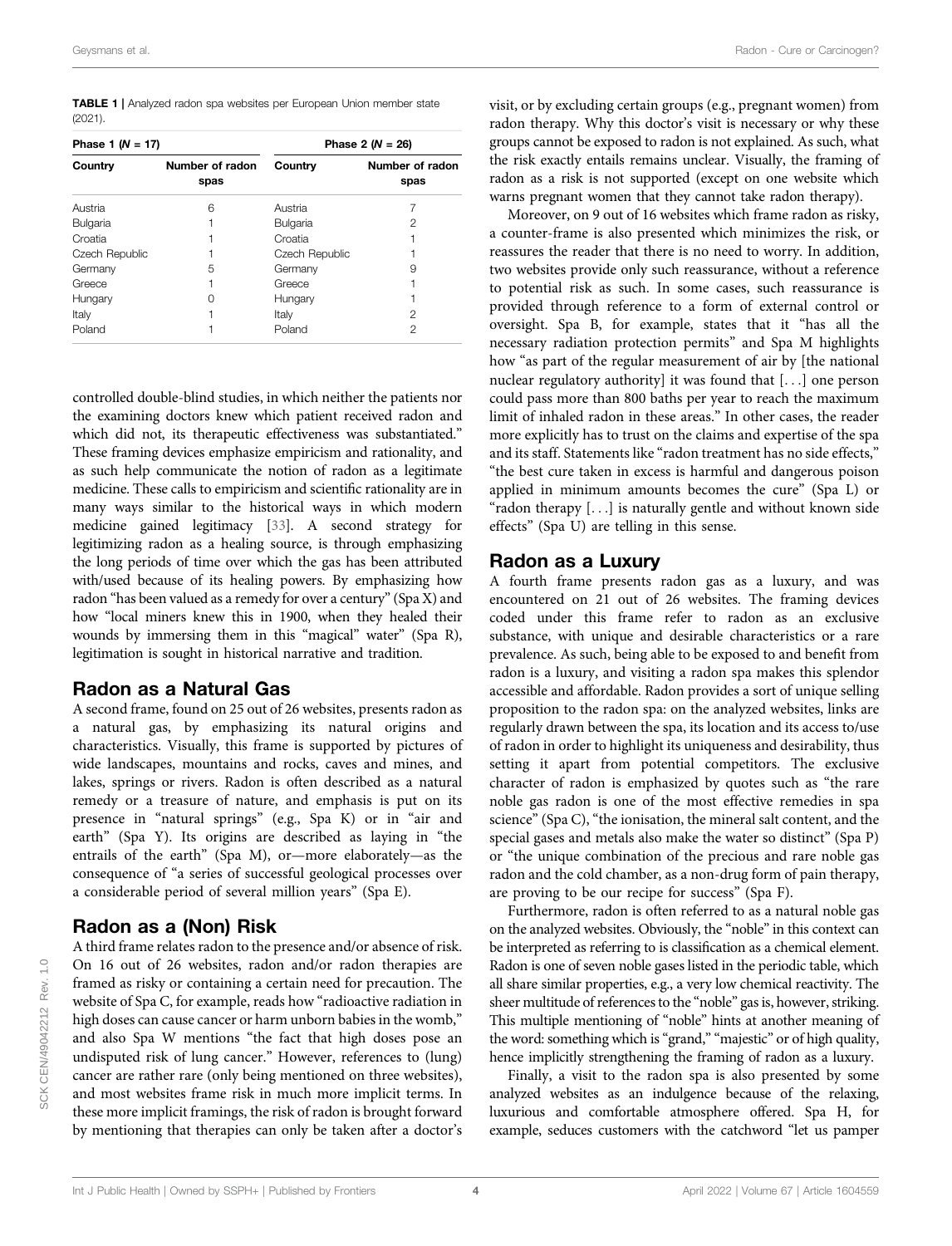**TABLE 1** | Analyzed radon spa websites per European Union member state (2021).

| Phase 1 (N = 17) | | Phase 2 (N = 26) | |
|---|---|---|---|
| Country | Number of radon spas | Country | Number of radon spas |
| Austria | 6 | Austria | 7 |
| Bulgaria | 1 | Bulgaria | 2 |
| Croatia | 1 | Croatia | 1 |
| Czech Republic | 1 | Czech Republic | 1 |
| Germany | 5 | Germany | 9 |
| Greece | 1 | Greece | 1 |
| Hungary | 0 | Hungary | 1 |
| Italy | 1 | Italy | 2 |
| Poland | 1 | Poland | 2 |

controlled double-blind studies, in which neither the patients nor the examining doctors knew which patient received radon and which did not, its therapeutic effectiveness was substantiated." These framing devices emphasize empiricism and rationality, and as such help communicate the notion of radon as a legitimate medicine. These calls to empiricism and scientific rationality are in many ways similar to the historical ways in which modern medicine gained legitimacy [33]. A second strategy for legitimizing radon as a healing source, is through emphasizing the long periods of time over which the gas has been attributed with/used because of its healing powers. By emphasizing how radon "has been valued as a remedy for over a century" (Spa X) and how "local miners knew this in 1900, when they healed their wounds by immersing them in this "magical" water" (Spa R), legitimation is sought in historical narrative and tradition.

## Radon as a Natural Gas

A second frame, found on 25 out of 26 websites, presents radon as a natural gas, by emphasizing its natural origins and characteristics. Visually, this frame is supported by pictures of wide landscapes, mountains and rocks, caves and mines, and lakes, springs or rivers. Radon is often described as a natural remedy or a treasure of nature, and emphasis is put on its presence in "natural springs" (e.g., Spa K) or in "air and earth" (Spa Y). Its origins are described as laying in "the entrails of the earth" (Spa M), or—more elaborately—as the consequence of "a series of successful geological processes over a considerable period of several million years" (Spa E).

## Radon as a (Non) Risk

A third frame relates radon to the presence and/or absence of risk. On 16 out of 26 websites, radon and/or radon therapies are framed as risky or containing a certain need for precaution. The website of Spa C, for example, reads how "radioactive radiation in high doses can cause cancer or harm unborn babies in the womb," and also Spa W mentions "the fact that high doses pose an undisputed risk of lung cancer." However, references to (lung) cancer are rather rare (only being mentioned on three websites), and most websites frame risk in much more implicit terms. In these more implicit framings, the risk of radon is brought forward by mentioning that therapies can only be taken after a doctor's visit, or by excluding certain groups (e.g., pregnant women) from radon therapy. Why this doctor's visit is necessary or why these groups cannot be exposed to radon is not explained. As such, what the risk exactly entails remains unclear. Visually, the framing of radon as a risk is not supported (except on one website which warns pregnant women that they cannot take radon therapy).

Moreover, on 9 out of 16 websites which frame radon as risky, a counter-frame is also presented which minimizes the risk, or reassures the reader that there is no need to worry. In addition, two websites provide only such reassurance, without a reference to potential risk as such. In some cases, such reassurance is provided through reference to a form of external control or oversight. Spa B, for example, states that it "has all the necessary radiation protection permits" and Spa M highlights how "as part of the regular measurement of air by [the national nuclear regulatory authority] it was found that [...] one person could pass more than 800 baths per year to reach the maximum limit of inhaled radon in these areas." In other cases, the reader more explicitly has to trust on the claims and expertise of the spa and its staff. Statements like "radon treatment has no side effects," "the best cure taken in excess is harmful and dangerous poison applied in minimum amounts becomes the cure" (Spa L) or "radon therapy [...] is naturally gentle and without known side effects" (Spa U) are telling in this sense.

## Radon as a Luxury

A fourth frame presents radon gas as a luxury, and was encountered on 21 out of 26 websites. The framing devices coded under this frame refer to radon as an exclusive substance, with unique and desirable characteristics or a rare prevalence. As such, being able to be exposed to and benefit from radon is a luxury, and visiting a radon spa makes this splendor accessible and affordable. Radon provides a sort of unique selling proposition to the radon spa: on the analyzed websites, links are regularly drawn between the spa, its location and its access to/use of radon in order to highlight its uniqueness and desirability, thus setting it apart from potential competitors. The exclusive character of radon is emphasized by quotes such as "the rare noble gas radon is one of the most effective remedies in spa science" (Spa C), "the ionisation, the mineral salt content, and the special gases and metals also make the water so distinct" (Spa P) or "the unique combination of the precious and rare noble gas radon and the cold chamber, as a non-drug form of pain therapy, are proving to be our recipe for success" (Spa F).

Furthermore, radon is often referred to as a natural noble gas on the analyzed websites. Obviously, the "noble" in this context can be interpreted as referring to is classification as a chemical element. Radon is one of seven noble gases listed in the periodic table, which all share similar properties, e.g., a very low chemical reactivity. The sheer multitude of references to the "noble" gas is, however, striking. This multiple mentioning of "noble" hints at another meaning of the word: something which is "grand," "majestic" or of high quality, hence implicitly strengthening the framing of radon as a luxury.

Finally, a visit to the radon spa is also presented by some analyzed websites as an indulgence because of the relaxing, luxurious and comfortable atmosphere offered. Spa H, for example, seduces customers with the catchword "let us pamper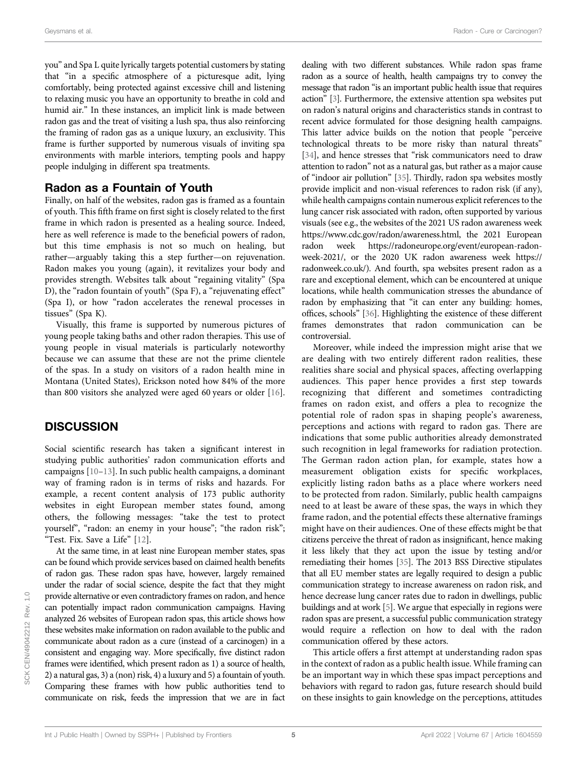you" and Spa L quite lyrically targets potential customers by stating that "in a specific atmosphere of a picturesque adit, lying comfortably, being protected against excessive chill and listening to relaxing music you have an opportunity to breathe in cold and humid air." In these instances, an implicit link is made between radon gas and the treat of visiting a lush spa, thus also reinforcing the framing of radon gas as a unique luxury, an exclusivity. This frame is further supported by numerous visuals of inviting spa environments with marble interiors, tempting pools and happy people indulging in different spa treatments.

## Radon as a Fountain of Youth

Finally, on half of the websites, radon gas is framed as a fountain of youth. This fifth frame on first sight is closely related to the first frame in which radon is presented as a healing source. Indeed, here as well reference is made to the beneficial powers of radon, but this time emphasis is not so much on healing, but rather—arguably taking this a step further—on rejuvenation. Radon makes you young (again), it revitalizes your body and provides strength. Websites talk about "regaining vitality" (Spa D), the "radon fountain of youth" (Spa F), a "rejuvenating effect" (Spa I), or how "radon accelerates the renewal processes in tissues" (Spa K).

Visually, this frame is supported by numerous pictures of young people taking baths and other radon therapies. This use of young people in visual materials is particularly noteworthy because we can assume that these are not the prime clientele of the spas. In a study on visitors of a radon health mine in Montana (United States), Erickson noted how 84% of the more than 800 visitors she analyzed were aged 60 years or older [16].

# DISCUSSION

Social scientific research has taken a significant interest in studying public authorities' radon communication efforts and campaigns [10–13]. In such public health campaigns, a dominant way of framing radon is in terms of risks and hazards. For example, a recent content analysis of 173 public authority websites in eight European member states found, among others, the following messages: "take the test to protect yourself", "radon: an enemy in your house"; "the radon risk"; "Test. Fix. Save a Life" [12].

At the same time, in at least nine European member states, spas can be found which provide services based on claimed health benefits of radon gas. These radon spas have, however, largely remained under the radar of social science, despite the fact that they might provide alternative or even contradictory frames on radon, and hence can potentially impact radon communication campaigns. Having analyzed 26 websites of European radon spas, this article shows how these websites make information on radon available to the public and communicate about radon as a cure (instead of a carcinogen) in a consistent and engaging way. More specifically, five distinct radon frames were identified, which present radon as 1) a source of health, 2) a natural gas, 3) a (non) risk, 4) a luxury and 5) a fountain of youth. Comparing these frames with how public authorities tend to communicate on risk, feeds the impression that we are in fact dealing with two different substances. While radon spas frame radon as a source of health, health campaigns try to convey the message that radon "is an important public health issue that requires action" [3]. Furthermore, the extensive attention spa websites put on radon's natural origins and characteristics stands in contrast to recent advice formulated for those designing health campaigns. This latter advice builds on the notion that people "perceive technological threats to be more risky than natural threats" [34], and hence stresses that "risk communicators need to draw attention to radon" not as a natural gas, but rather as a major cause of "indoor air pollution" [35]. Thirdly, radon spa websites mostly provide implicit and non-visual references to radon risk (if any), while health campaigns contain numerous explicit references to the lung cancer risk associated with radon, often supported by various visuals (see e.g., the websites of the 2021 US radon awareness week https://www.cdc.gov/radon/awareness.html, the 2021 European radon week https://radoneurope.org/event/european-radon-week-2021/, or the 2020 UK radon awareness week https://radonweek.co.uk/). And fourth, spa websites present radon as a rare and exceptional element, which can be encountered at unique locations, while health communication stresses the abundance of radon by emphasizing that "it can enter any building: homes, offices, schools" [36]. Highlighting the existence of these different frames demonstrates that radon communication can be controversial.

Moreover, while indeed the impression might arise that we are dealing with two entirely different radon realities, these realities share social and physical spaces, affecting overlapping audiences. This paper hence provides a first step towards recognizing that different and sometimes contradicting frames on radon exist, and offers a plea to recognize the potential role of radon spas in shaping people's awareness, perceptions and actions with regard to radon gas. There are indications that some public authorities already demonstrated such recognition in legal frameworks for radiation protection. The German radon action plan, for example, states how a measurement obligation exists for specific workplaces, explicitly listing radon baths as a place where workers need to be protected from radon. Similarly, public health campaigns need to at least be aware of these spas, the ways in which they frame radon, and the potential effects these alternative framings might have on their audiences. One of these effects might be that citizens perceive the threat of radon as insignificant, hence making it less likely that they act upon the issue by testing and/or remediating their homes [35]. The 2013 BSS Directive stipulates that all EU member states are legally required to design a public communication strategy to increase awareness on radon risk, and hence decrease lung cancer rates due to radon in dwellings, public buildings and at work [5]. We argue that especially in regions were radon spas are present, a successful public communication strategy would require a reflection on how to deal with the radon communication offered by these actors.

This article offers a first attempt at understanding radon spas in the context of radon as a public health issue. While framing can be an important way in which these spas impact perceptions and behaviors with regard to radon gas, future research should build on these insights to gain knowledge on the perceptions, attitudes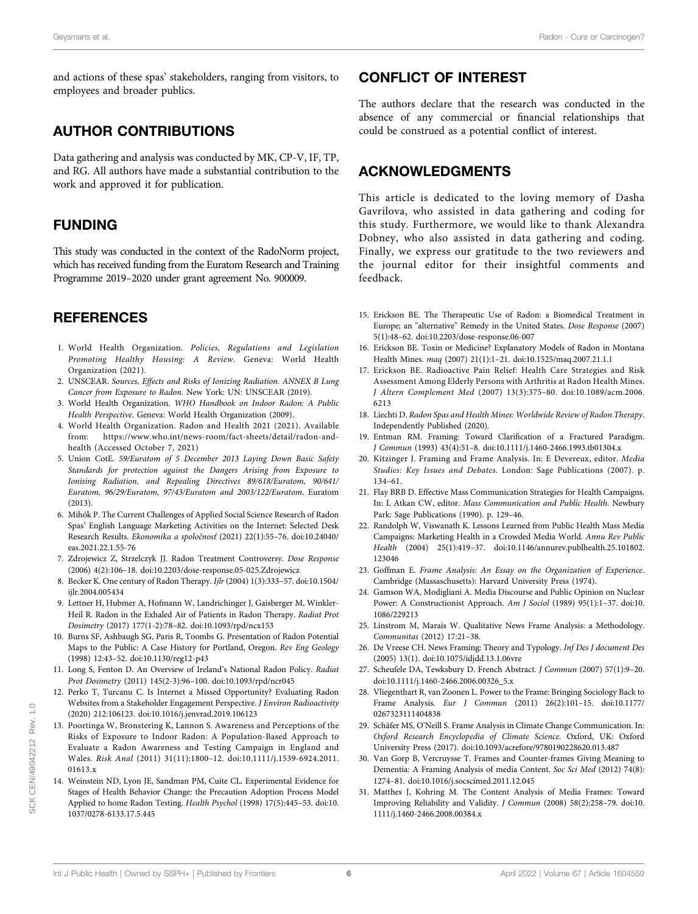and actions of these spas' stakeholders, ranging from visitors, to employees and broader publics.

## AUTHOR CONTRIBUTIONS

Data gathering and analysis was conducted by MK, CP-V, IF, TP, and RG. All authors have made a substantial contribution to the work and approved it for publication.

## FUNDING

This study was conducted in the context of the RadoNorm project, which has received funding from the Euratom Research and Training Programme 2019–2020 under grant agreement No. 900009.

## CONFLICT OF INTEREST

The authors declare that the research was conducted in the absence of any commercial or financial relationships that could be construed as a potential conflict of interest.

## ACKNOWLEDGMENTS

This article is dedicated to the loving memory of Dasha Gavrilova, who assisted in data gathering and coding for this study. Furthermore, we would like to thank Alexandra Dobney, who also assisted in data gathering and coding. Finally, we express our gratitude to the two reviewers and the journal editor for their insightful comments and feedback.

## REFERENCES

1. World Health Organization. *Policies, Regulations and Legislation Promoting Healthy Housing: A Review*. Geneva: World Health Organization (2021).
2. UNSCEAR. *Sources, Effects and Risks of Ionizing Radiation. ANNEX B Lung Cancer from Exposure to Radon.* New York: UN: UNSCEAR (2019).
3. World Health Organization. *WHO Handbook on Indoor Radon: A Public Health Perspective.* Geneva: World Health Organization (2009).
4. World Health Organization. Radon and Health 2021 (2021). Available from: https://www.who.int/news-room/fact-sheets/detail/radon-and-health (Accessed October 7, 2021)
5. Union CotE. *59/Euratom of 5 December 2013 Laying Down Basic Safety Standards for protection against the Dangers Arising from Exposure to Ionising Radiation, and Repealing Directives 89/618/Euratom, 90/641/Euratom, 96/29/Euratom, 97/43/Euratom and 2003/122/Euratom*. Euratom (2013).
6. Mihók P. The Current Challenges of Applied Social Science Research of Radon Spas' English Language Marketing Activities on the Internet: Selected Desk Research Results. *Ekonomika a spoločnosť* (2021) 22(1):55–76. doi:10.24040/eas.2021.22.1.55-76
7. Zdrojewicz Z, Strzelczyk JJ. Radon Treatment Controversy. *Dose Response* (2006) 4(2):106–18. doi:10.2203/dose-response.05-025.Zdrojewicz
8. Becker K. One century of Radon Therapy. *Ijlr* (2004) 1(3):333–57. doi:10.1504/ijlr.2004.005434
9. Lettner H, Hubmer A, Hofmann W, Landrichinger J, Gaisberger M, Winkler-Heil R. Radon in the Exhaled Air of Patients in Radon Therapy. *Radiat Prot Dosimetry* (2017) 177(1-2):78–82. doi:10.1093/rpd/ncx153
10. Burns SF, Ashbaugh SG, Paris R, Toombs G. Presentation of Radon Potential Maps to the Public: A Case History for Portland, Oregon. *Rev Eng Geology* (1998) 12:43–52. doi:10.1130/reg12-p43
11. Long S, Fenton D. An Overview of Ireland's National Radon Policy. *Radiat Prot Dosimetry* (2011) 145(2-3):96–100. doi:10.1093/rpd/ncr045
12. Perko T, Turcanu C. Is Internet a Missed Opportunity? Evaluating Radon Websites from a Stakeholder Engagement Perspective. *J Environ Radioactivity* (2020) 212:106123. doi:10.1016/j.jenvrad.2019.106123
13. Poortinga W, Bronstering K, Lannon S. Awareness and Perceptions of the Risks of Exposure to Indoor Radon: A Population-Based Approach to Evaluate a Radon Awareness and Testing Campaign in England and Wales. *Risk Anal* (2011) 31(11):1800–12. doi:10.1111/j.1539-6924.2011.01613.x
14. Weinstein ND, Lyon JE, Sandman PM, Cuite CL. Experimental Evidence for Stages of Health Behavior Change: the Precaution Adoption Process Model Applied to home Radon Testing. *Health Psychol* (1998) 17(5):445–53. doi:10.1037/0278-6133.17.5.445
15. Erickson BE. The Therapeutic Use of Radon: a Biomedical Treatment in Europe; an "alternative" Remedy in the United States. *Dose Response* (2007) 5(1):48–62. doi:10.2203/dose-response.06-007
16. Erickson BE. Toxin or Medicine? Explanatory Models of Radon in Montana Health Mines. *maq* (2007) 21(1):1–21. doi:10.1525/maq.2007.21.1.1
17. Erickson BE. Radioactive Pain Relief: Health Care Strategies and Risk Assessment Among Elderly Persons with Arthritis at Radon Health Mines. *J Altern Complement Med* (2007) 13(3):375–80. doi:10.1089/acm.2006.6213
18. Liechti D. *Radon Spas and Health Mines: Worldwide Review of Radon Therapy*. Independently Published (2020).
19. Entman RM. Framing: Toward Clarification of a Fractured Paradigm. *J Commun* (1993) 43(4):51–8. doi:10.1111/j.1460-2466.1993.tb01304.x
20. Kitzinger J. Framing and Frame Analysis. In: E Devereux, editor. *Media Studies: Key Issues and Debates*. London: Sage Publications (2007). p. 134–61.
21. Flay BRB D. Effective Mass Communication Strategies for Health Campaigns. In: L Atkan CW, editor. *Mass Communication and Public Health*. Newbury Park: Sage Publications (1990). p. 129–46.
22. Randolph W, Viswanath K. Lessons Learned from Public Health Mass Media Campaigns: Marketing Health in a Crowded Media World. *Annu Rev Public Health* (2004) 25(1):419–37. doi:10.1146/annurev.publhealth.25.101802.123046
23. Goffman E. *Frame Analysis: An Essay on the Organization of Experience*. Cambridge (Massaschusetts): Harvard University Press (1974).
24. Gamson WA, Modigliani A. Media Discourse and Public Opinion on Nuclear Power: A Constructionist Approach. *Am J Sociol* (1989) 95(1):1–37. doi:10.1086/229213
25. Linstrom M, Marais W. Qualitative News Frame Analysis: a Methodology. *Communitas* (2012) 17:21–38.
26. De Vreese CH. News Framing: Theory and Typology. *Inf Des J document Des* (2005) 13(1). doi:10.1075/idjdd.13.1.06vre
27. Scheufele DA, Tewksbury D. Framing, Agenda Setting, and Priming: The Evolution of Three Media Effects Models. French Abstract. *J Commun* (2007) 57(1):9–20. doi:10.1111/j.1460-2466.2006.00326_5.x
28. Vliegenthart R, van Zoonen L. Power to the Frame: Bringing Sociology Back to Frame Analysis. *Eur J Commun* (2011) 26(2):101–15. doi:10.1177/0267323111404838
29. Schäfer MS, O'Neill S. Frame Analysis in Climate Change Communication. In: *Oxford Research Encyclopedia of Climate Science*. Oxford, UK: Oxford University Press (2017). doi:10.1093/acrefore/9780190228620.013.487
30. Van Gorp B, Vercruysse T. Frames and Counter-frames Giving Meaning to Dementia: A Framing Analysis of media Content. *Soc Sci Med* (2012) 74(8):1274–81. doi:10.1016/j.socscimed.2011.12.045
31. Matthes J, Kohring M. The Content Analysis of Media Frames: Toward Improving Reliability and Validity. *J Commun* (2008) 58(2):258–79. doi:10.1111/j.1460-2466.2008.00384.x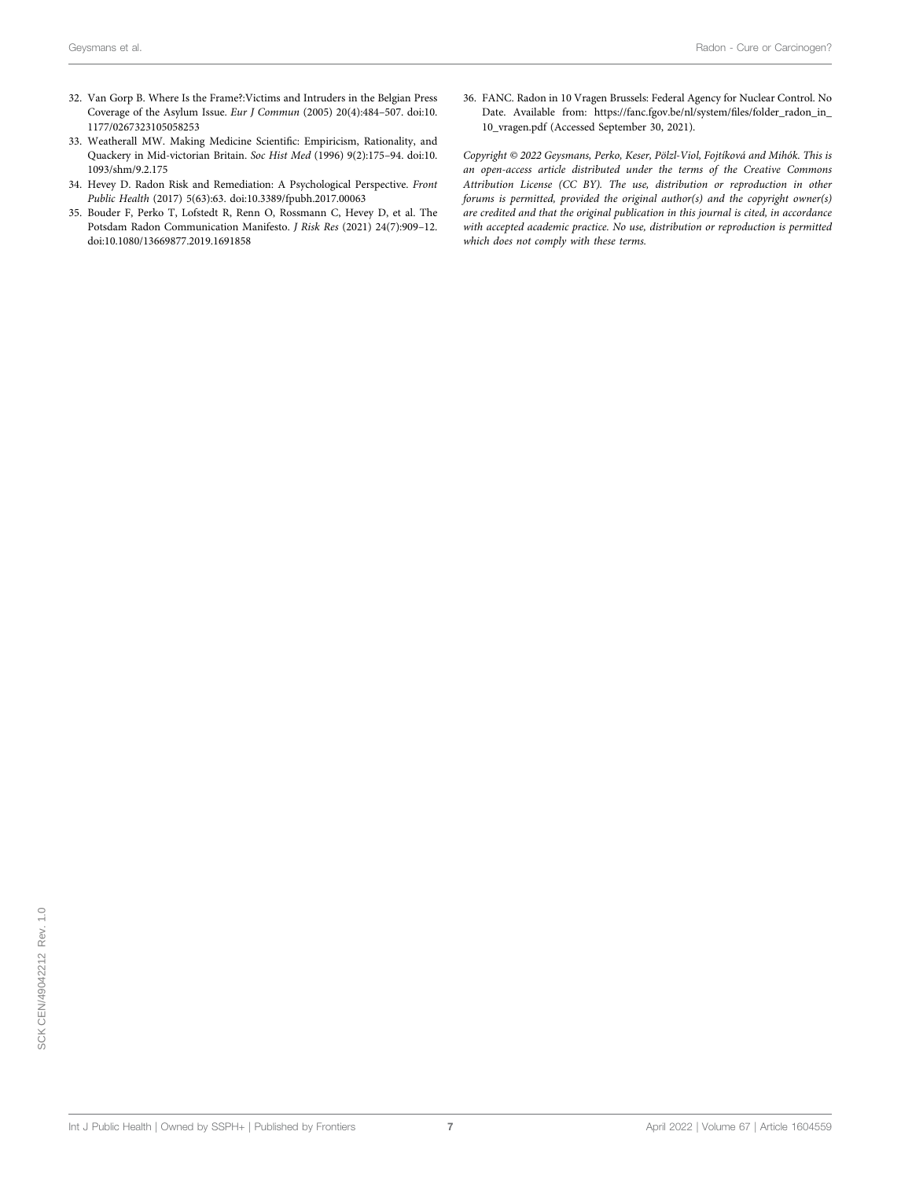32. Van Gorp B. Where Is the Frame?:Victims and Intruders in the Belgian Press Coverage of the Asylum Issue. *Eur J Commun* (2005) 20(4):484–507. doi:10.1177/0267323105058253
33. Weatherall MW. Making Medicine Scientific: Empiricism, Rationality, and Quackery in Mid-victorian Britain. *Soc Hist Med* (1996) 9(2):175–94. doi:10.1093/shm/9.2.175
34. Hevey D. Radon Risk and Remediation: A Psychological Perspective. *Front Public Health* (2017) 5(63):63. doi:10.3389/fpubh.2017.00063
35. Bouder F, Perko T, Lofstedt R, Renn O, Rossmann C, Hevey D, et al. The Potsdam Radon Communication Manifesto. *J Risk Res* (2021) 24(7):909–12. doi:10.1080/13669877.2019.1691858
36. FANC. Radon in 10 Vragen Brussels: Federal Agency for Nuclear Control. No Date. Available from: https://fanc.fgov.be/nl/system/files/folder_radon_in_10_vragen.pdf (Accessed September 30, 2021).

*Copyright © 2022 Geysmans, Perko, Keser, Pölzl-Viol, Fojtíková and Mihók. This is an open-access article distributed under the terms of the Creative Commons Attribution License (CC BY). The use, distribution or reproduction in other forums is permitted, provided the original author(s) and the copyright owner(s) are credited and that the original publication in this journal is cited, in accordance with accepted academic practice. No use, distribution or reproduction is permitted which does not comply with these terms.*

SCK CEN/49042212 Rev. 1.0